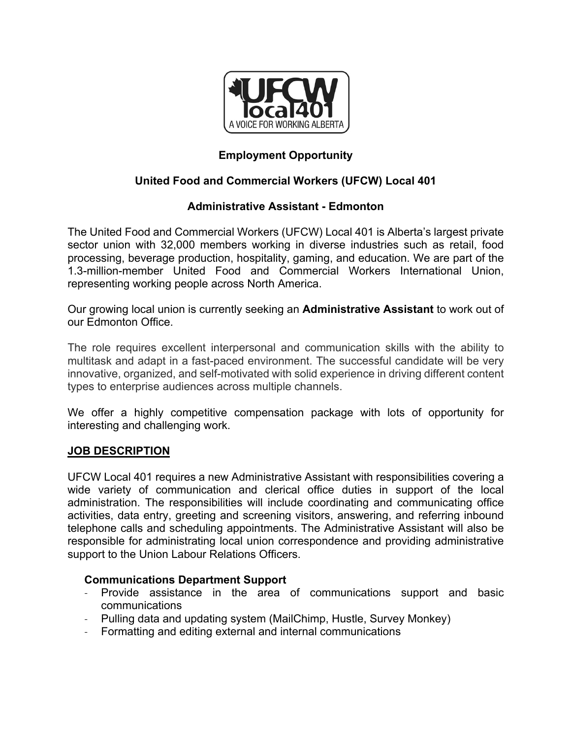**Employment Opportunity**

**United Food and Commercial Workers (UFCW) Local 401**

**Administrative Assistant - Edmonton**

The United Food and Commercial Workers (UFCW) Local 401 is Alberta's largest private sector union with 32,000 members working in diverse industries such as retail, food processing, beverage production, hospitality, gaming, and education. We are part of the 1.3-million-member United Food and Commercial Workers International Union, representing working people across North America.

Our growing local union is currently seeking an **Administrative Assistant** to work out of our Edmonton Office.

The role requires excellent interpersonal and communication skills with the ability to multitask and adapt in a fast-paced environment. The successful candidate will be very innovative, organized, and self-motivated with solid experience in driving different content types to enterprise audiences across multiple channels.

We offer a highly competitive compensation package with lots of opportunity for interesting and challenging work.

## JOB DESCRIPTION

UFCW Local 401 requires a new Administrative Assistant with responsibilities covering a wide variety of communication and clerical office duties in support of the local administration. The responsibilities will include coordinating and communicating office activities, data entry, greeting and screening visitors, answering, and referring inbound telephone calls and scheduling appointments. The Administrative Assistant will also be responsible for administrating local union correspondence and providing administrative support to the Union Labour Relations Officers.

### Communications Department Support

- Provide assistance in the area of communications support and basic communications
- Pulling data and updating system (MailChimp, Hustle, Survey Monkey)
- Formatting and editing external and internal communications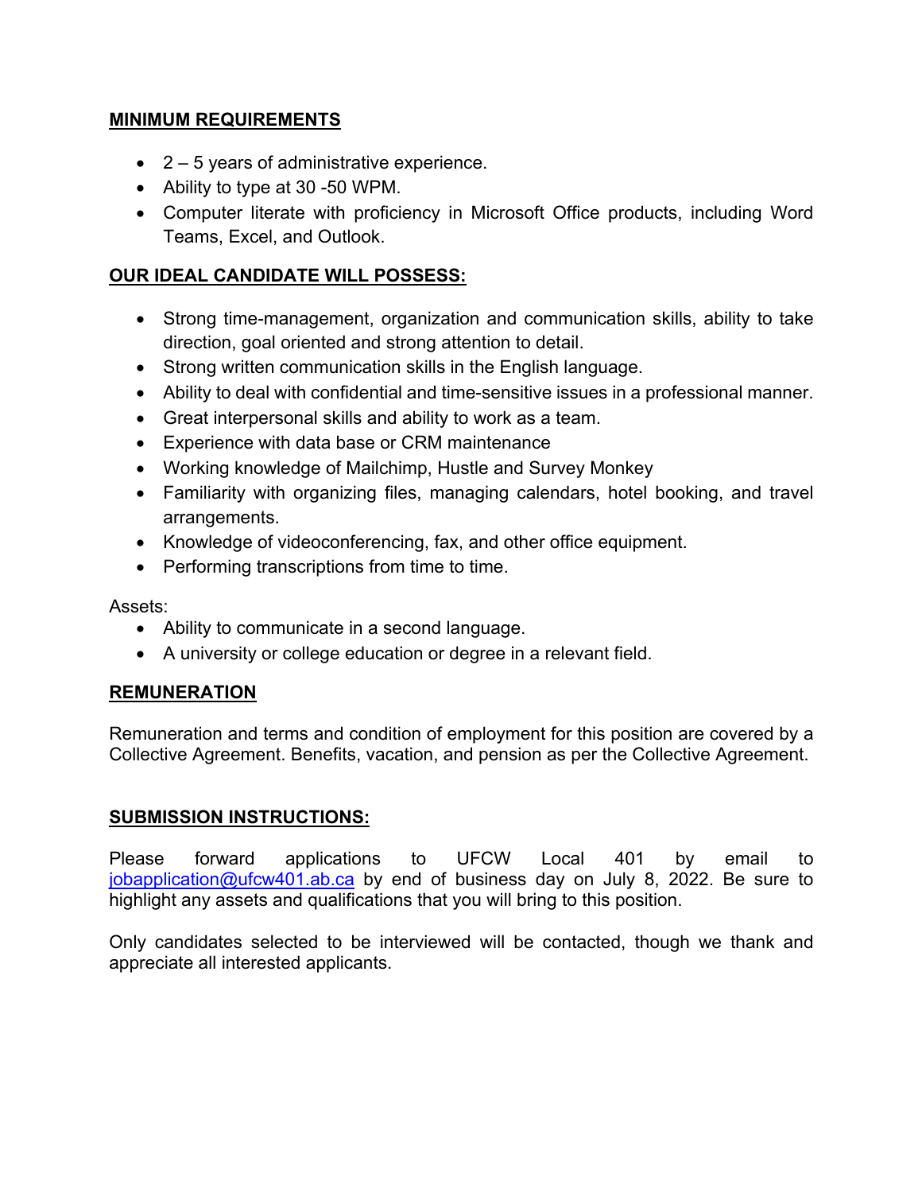## MINIMUM REQUIREMENTS

- 2 – 5 years of administrative experience.
- Ability to type at 30 -50 WPM.
- Computer literate with proficiency in Microsoft Office products, including Word Teams, Excel, and Outlook.

## OUR IDEAL CANDIDATE WILL POSSESS:

- Strong time-management, organization and communication skills, ability to take direction, goal oriented and strong attention to detail.
- Strong written communication skills in the English language.
- Ability to deal with confidential and time-sensitive issues in a professional manner.
- Great interpersonal skills and ability to work as a team.
- Experience with data base or CRM maintenance
- Working knowledge of Mailchimp, Hustle and Survey Monkey
- Familiarity with organizing files, managing calendars, hotel booking, and travel arrangements.
- Knowledge of videoconferencing, fax, and other office equipment.
- Performing transcriptions from time to time.

Assets:

- Ability to communicate in a second language.
- A university or college education or degree in a relevant field.

## REMUNERATION

Remuneration and terms and condition of employment for this position are covered by a Collective Agreement. Benefits, vacation, and pension as per the Collective Agreement.

## SUBMISSION INSTRUCTIONS:

Please forward applications to UFCW Local 401 by email to jobapplication@ufcw401.ab.ca by end of business day on July 8, 2022. Be sure to highlight any assets and qualifications that you will bring to this position.

Only candidates selected to be interviewed will be contacted, though we thank and appreciate all interested applicants.